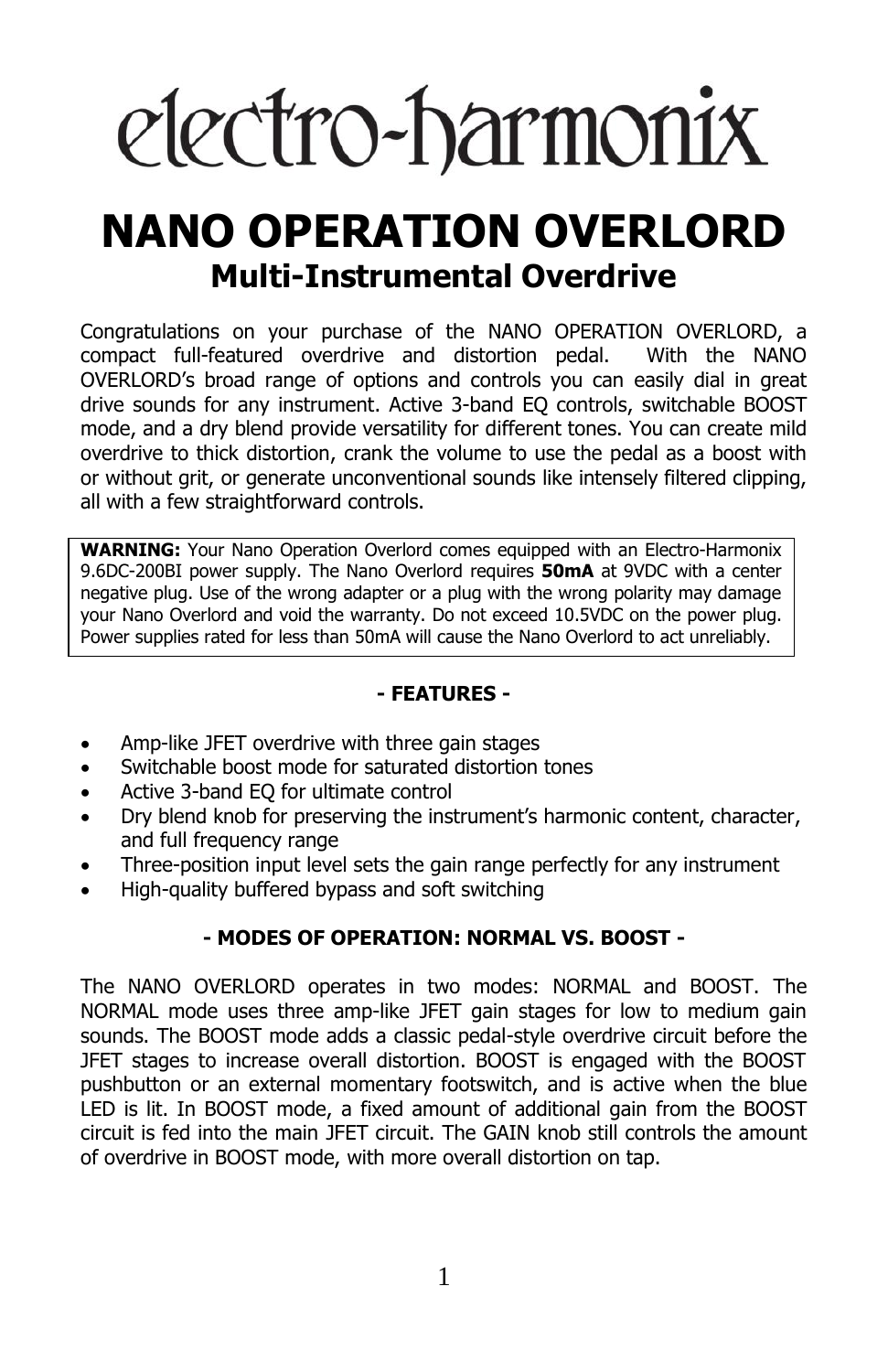# electro-harmonix

# NANO OPERATION OVERLORD

## Multi-Instrumental Overdrive

Congratulations on your purchase of the NANO OPERATION OVERLORD, a compact full-featured overdrive and distortion pedal. With the NANO OVERLORD's broad range of options and controls you can easily dial in great drive sounds for any instrument. Active 3-band EQ controls, switchable BOOST mode, and a dry blend provide versatility for different tones. You can create mild overdrive to thick distortion, crank the volume to use the pedal as a boost with or without grit, or generate unconventional sounds like intensely filtered clipping, all with a few straightforward controls.

**WARNING:** Your Nano Operation Overlord comes equipped with an Electro-Harmonix 9.6DC-200BI power supply. The Nano Overlord requires **50mA** at 9VDC with a center negative plug. Use of the wrong adapter or a plug with the wrong polarity may damage your Nano Overlord and void the warranty. Do not exceed 10.5VDC on the power plug. Power supplies rated for less than 50mA will cause the Nano Overlord to act unreliably.

### - FEATURES -

- Amp-like JFET overdrive with three gain stages
- Switchable boost mode for saturated distortion tones
- Active 3-band EQ for ultimate control
- Dry blend knob for preserving the instrument's harmonic content, character, and full frequency range
- Three-position input level sets the gain range perfectly for any instrument
- High-quality buffered bypass and soft switching

### - MODES OF OPERATION: NORMAL VS. BOOST -

The NANO OVERLORD operates in two modes: NORMAL and BOOST. The NORMAL mode uses three amp-like JFET gain stages for low to medium gain sounds. The BOOST mode adds a classic pedal-style overdrive circuit before the JFET stages to increase overall distortion. BOOST is engaged with the BOOST pushbutton or an external momentary footswitch, and is active when the blue LED is lit. In BOOST mode, a fixed amount of additional gain from the BOOST circuit is fed into the main JFET circuit. The GAIN knob still controls the amount of overdrive in BOOST mode, with more overall distortion on tap.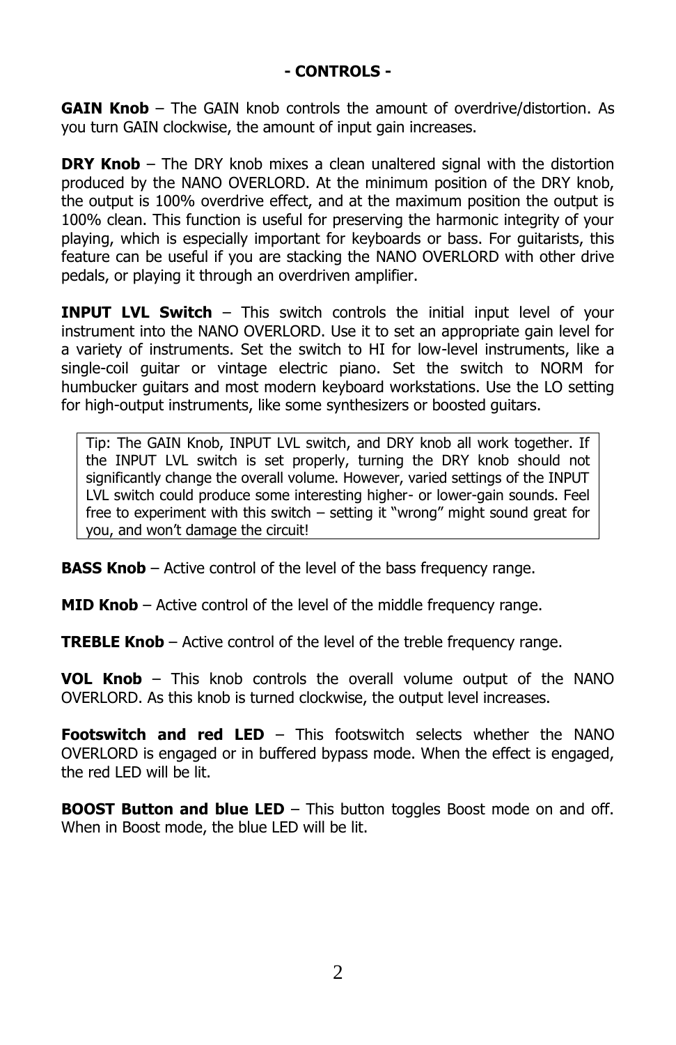## - CONTROLS -

**GAIN Knob** – The GAIN knob controls the amount of overdrive/distortion. As you turn GAIN clockwise, the amount of input gain increases.

**DRY Knob** – The DRY knob mixes a clean unaltered signal with the distortion produced by the NANO OVERLORD. At the minimum position of the DRY knob, the output is 100% overdrive effect, and at the maximum position the output is 100% clean. This function is useful for preserving the harmonic integrity of your playing, which is especially important for keyboards or bass. For guitarists, this feature can be useful if you are stacking the NANO OVERLORD with other drive pedals, or playing it through an overdriven amplifier.

**INPUT LVL Switch** – This switch controls the initial input level of your instrument into the NANO OVERLORD. Use it to set an appropriate gain level for a variety of instruments. Set the switch to HI for low-level instruments, like a single-coil guitar or vintage electric piano. Set the switch to NORM for humbucker guitars and most modern keyboard workstations. Use the LO setting for high-output instruments, like some synthesizers or boosted guitars.

> Tip: The GAIN Knob, INPUT LVL switch, and DRY knob all work together. If the INPUT LVL switch is set properly, turning the DRY knob should not significantly change the overall volume. However, varied settings of the INPUT LVL switch could produce some interesting higher- or lower-gain sounds. Feel free to experiment with this switch – setting it "wrong" might sound great for you, and won't damage the circuit!

**BASS Knob** – Active control of the level of the bass frequency range.

**MID Knob** – Active control of the level of the middle frequency range.

**TREBLE Knob** – Active control of the level of the treble frequency range.

**VOL Knob** – This knob controls the overall volume output of the NANO OVERLORD. As this knob is turned clockwise, the output level increases.

**Footswitch and red LED** – This footswitch selects whether the NANO OVERLORD is engaged or in buffered bypass mode. When the effect is engaged, the red LED will be lit.

**BOOST Button and blue LED** – This button toggles Boost mode on and off. When in Boost mode, the blue LED will be lit.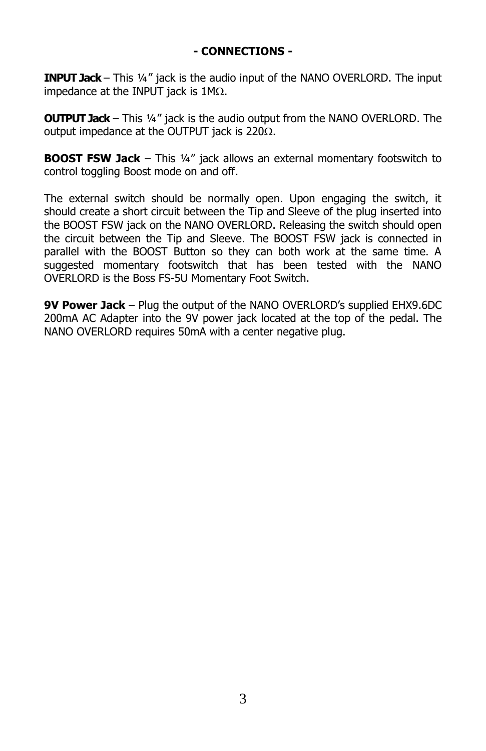## - CONNECTIONS -

**INPUT Jack** – This ¼" jack is the audio input of the NANO OVERLORD. The input impedance at the INPUT jack is 1MΩ.

**OUTPUT Jack** – This ¼" jack is the audio output from the NANO OVERLORD. The output impedance at the OUTPUT jack is 220Ω.

**BOOST FSW Jack** – This ¼" jack allows an external momentary footswitch to control toggling Boost mode on and off.

The external switch should be normally open. Upon engaging the switch, it should create a short circuit between the Tip and Sleeve of the plug inserted into the BOOST FSW jack on the NANO OVERLORD. Releasing the switch should open the circuit between the Tip and Sleeve. The BOOST FSW jack is connected in parallel with the BOOST Button so they can both work at the same time. A suggested momentary footswitch that has been tested with the NANO OVERLORD is the Boss FS-5U Momentary Foot Switch.

**9V Power Jack** – Plug the output of the NANO OVERLORD's supplied EHX9.6DC 200mA AC Adapter into the 9V power jack located at the top of the pedal. The NANO OVERLORD requires 50mA with a center negative plug.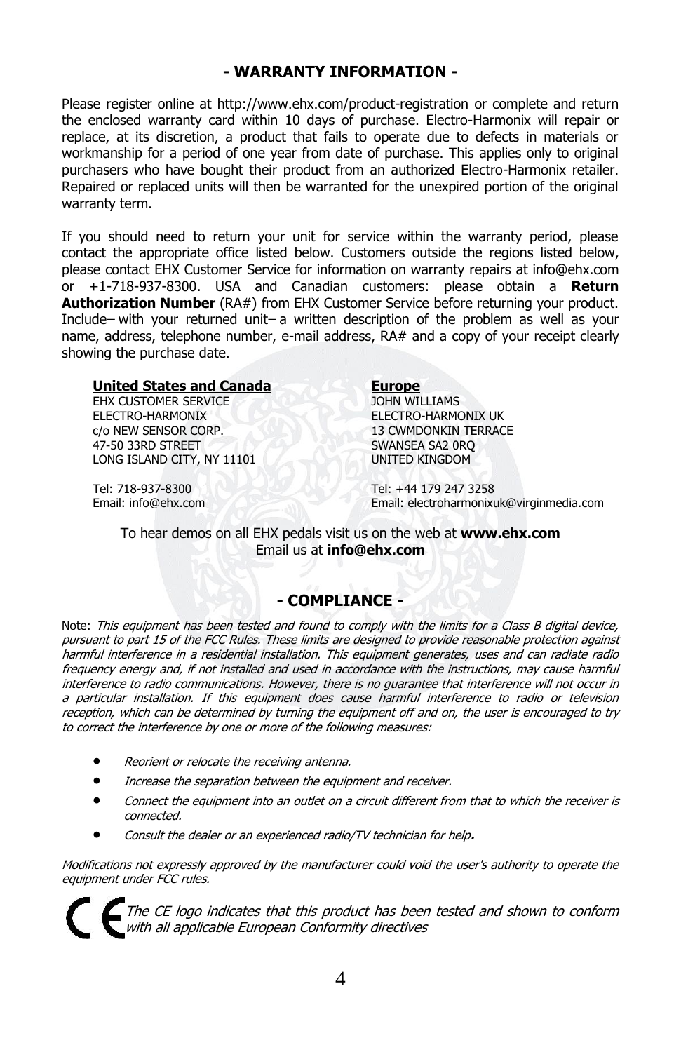## - WARRANTY INFORMATION -

Please register online at http://www.ehx.com/product-registration or complete and return the enclosed warranty card within 10 days of purchase. Electro-Harmonix will repair or replace, at its discretion, a product that fails to operate due to defects in materials or workmanship for a period of one year from date of purchase. This applies only to original purchasers who have bought their product from an authorized Electro-Harmonix retailer. Repaired or replaced units will then be warranted for the unexpired portion of the original warranty term.

If you should need to return your unit for service within the warranty period, please contact the appropriate office listed below. Customers outside the regions listed below, please contact EHX Customer Service for information on warranty repairs at info@ehx.com or +1-718-937-8300. USA and Canadian customers: please obtain a **Return Authorization Number** (RA#) from EHX Customer Service before returning your product. Include– with your returned unit– a written description of the problem as well as your name, address, telephone number, e-mail address, RA# and a copy of your receipt clearly showing the purchase date.

**United States and Canada**
EHX CUSTOMER SERVICE
ELECTRO-HARMONIX
c/o NEW SENSOR CORP.
47-50 33RD STREET
LONG ISLAND CITY, NY 11101

Tel: 718-937-8300
Email: info@ehx.com

**Europe**
JOHN WILLIAMS
ELECTRO-HARMONIX UK
13 CWMDONKIN TERRACE
SWANSEA SA2 0RQ
UNITED KINGDOM

Tel: +44 179 247 3258
Email: electroharmonixuk@virginmedia.com

To hear demos on all EHX pedals visit us on the web at **www.ehx.com**
Email us at **info@ehx.com**

## - COMPLIANCE -

Note: *This equipment has been tested and found to comply with the limits for a Class B digital device, pursuant to part 15 of the FCC Rules. These limits are designed to provide reasonable protection against harmful interference in a residential installation. This equipment generates, uses and can radiate radio frequency energy and, if not installed and used in accordance with the instructions, may cause harmful interference to radio communications. However, there is no guarantee that interference will not occur in a particular installation. If this equipment does cause harmful interference to radio or television reception, which can be determined by turning the equipment off and on, the user is encouraged to try to correct the interference by one or more of the following measures:*

- *Reorient or relocate the receiving antenna.*
- *Increase the separation between the equipment and receiver.*
- *Connect the equipment into an outlet on a circuit different from that to which the receiver is connected.*
- *Consult the dealer or an experienced radio/TV technician for help.*

*Modifications not expressly approved by the manufacturer could void the user's authority to operate the equipment under FCC rules.*

CE *The CE logo indicates that this product has been tested and shown to conform with all applicable European Conformity directives*